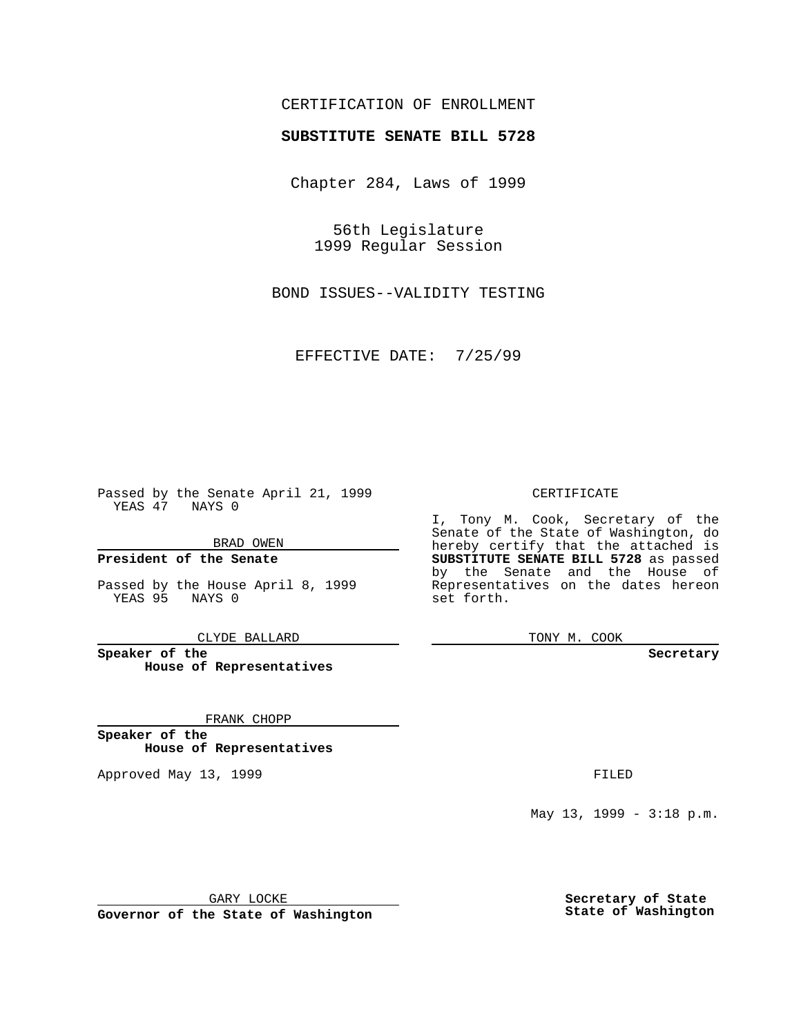CERTIFICATION OF ENROLLMENT

**SUBSTITUTE SENATE BILL 5728**

Chapter 284, Laws of 1999

56th Legislature
1999 Regular Session

BOND ISSUES--VALIDITY TESTING

EFFECTIVE DATE: 7/25/99

Passed by the Senate April 21, 1999
YEAS 47 NAYS 0

BRAD OWEN

**President of the Senate**

Passed by the House April 8, 1999
YEAS 95 NAYS 0

CLYDE BALLARD

**Speaker of the House of Representatives**

FRANK CHOPP

**Speaker of the House of Representatives**

Approved May 13, 1999

GARY LOCKE

**Governor of the State of Washington**

CERTIFICATE

I, Tony M. Cook, Secretary of the Senate of the State of Washington, do hereby certify that the attached is **SUBSTITUTE SENATE BILL 5728** as passed by the Senate and the House of Representatives on the dates hereon set forth.

TONY M. COOK

**Secretary**

FILED

May 13, 1999 - 3:18 p.m.

**Secretary of State**
**State of Washington**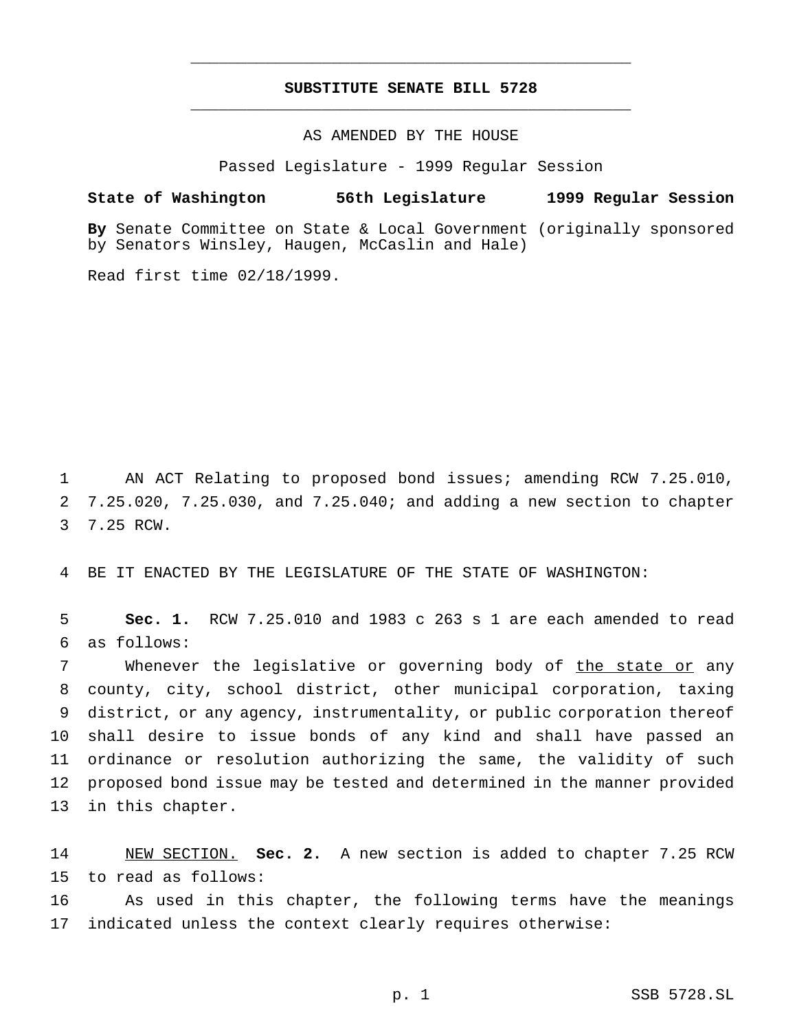# SUBSTITUTE SENATE BILL 5728

AS AMENDED BY THE HOUSE

Passed Legislature - 1999 Regular Session

**State of Washington 56th Legislature 1999 Regular Session**

**By** Senate Committee on State & Local Government (originally sponsored by Senators Winsley, Haugen, McCaslin and Hale)

Read first time 02/18/1999.

AN ACT Relating to proposed bond issues; amending RCW 7.25.010, 7.25.020, 7.25.030, and 7.25.040; and adding a new section to chapter 7.25 RCW.

BE IT ENACTED BY THE LEGISLATURE OF THE STATE OF WASHINGTON:

**Sec. 1.** RCW 7.25.010 and 1983 c 263 s 1 are each amended to read as follows:

Whenever the legislative or governing body of the state or any county, city, school district, other municipal corporation, taxing district, or any agency, instrumentality, or public corporation thereof shall desire to issue bonds of any kind and shall have passed an ordinance or resolution authorizing the same, the validity of such proposed bond issue may be tested and determined in the manner provided in this chapter.

NEW SECTION. **Sec. 2.** A new section is added to chapter 7.25 RCW to read as follows:

As used in this chapter, the following terms have the meanings indicated unless the context clearly requires otherwise: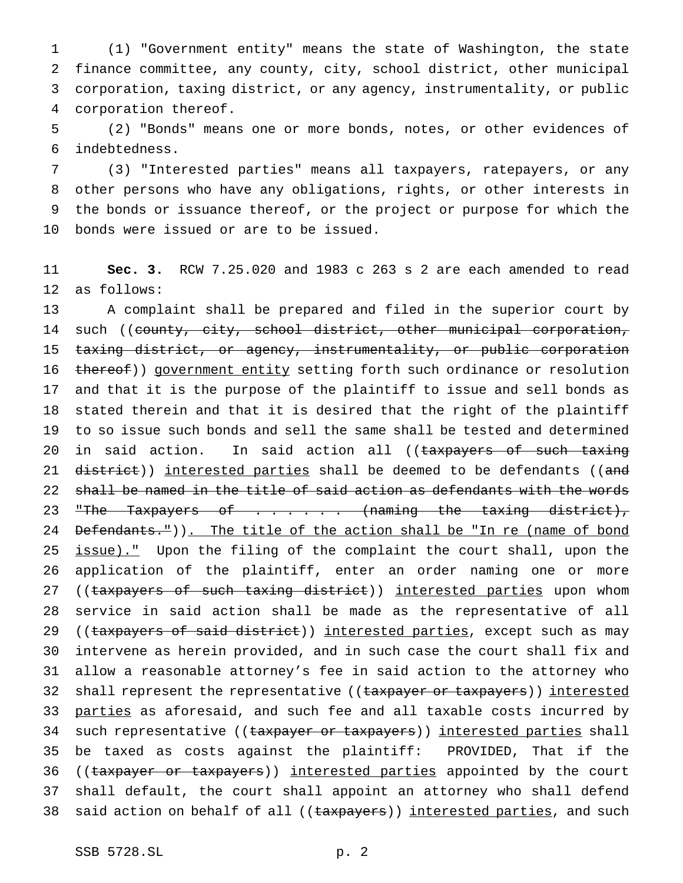(1) "Government entity" means the state of Washington, the state finance committee, any county, city, school district, other municipal corporation, taxing district, or any agency, instrumentality, or public corporation thereof.

(2) "Bonds" means one or more bonds, notes, or other evidences of indebtedness.

(3) "Interested parties" means all taxpayers, ratepayers, or any other persons who have any obligations, rights, or other interests in the bonds or issuance thereof, or the project or purpose for which the bonds were issued or are to be issued.

**Sec. 3.** RCW 7.25.020 and 1983 c 263 s 2 are each amended to read as follows:

A complaint shall be prepared and filed in the superior court by such ((~~county, city, school district, other municipal corporation, taxing district, or agency, instrumentality, or public corporation thereof~~)) <u>government entity</u> setting forth such ordinance or resolution and that it is the purpose of the plaintiff to issue and sell bonds as stated therein and that it is desired that the right of the plaintiff to so issue such bonds and sell the same shall be tested and determined in said action. In said action all ((~~taxpayers of such taxing district~~)) <u>interested parties</u> shall be deemed to be defendants ((~~and shall be named in the title of said action as defendants with the words "The Taxpayers of . . . . . . (naming the taxing district), Defendants."~~))<u>. The title of the action shall be "In re (name of bond issue)."</u> Upon the filing of the complaint the court shall, upon the application of the plaintiff, enter an order naming one or more ((~~taxpayers of such taxing district~~)) <u>interested parties</u> upon whom service in said action shall be made as the representative of all ((~~taxpayers of said district~~)) <u>interested parties</u>, except such as may intervene as herein provided, and in such case the court shall fix and allow a reasonable attorney's fee in said action to the attorney who shall represent the representative ((~~taxpayer or taxpayers~~)) <u>interested parties</u> as aforesaid, and such fee and all taxable costs incurred by such representative ((~~taxpayer or taxpayers~~)) <u>interested parties</u> shall be taxed as costs against the plaintiff: PROVIDED, That if the ((~~taxpayer or taxpayers~~)) <u>interested parties</u> appointed by the court shall default, the court shall appoint an attorney who shall defend said action on behalf of all ((~~taxpayers~~)) <u>interested parties</u>, and such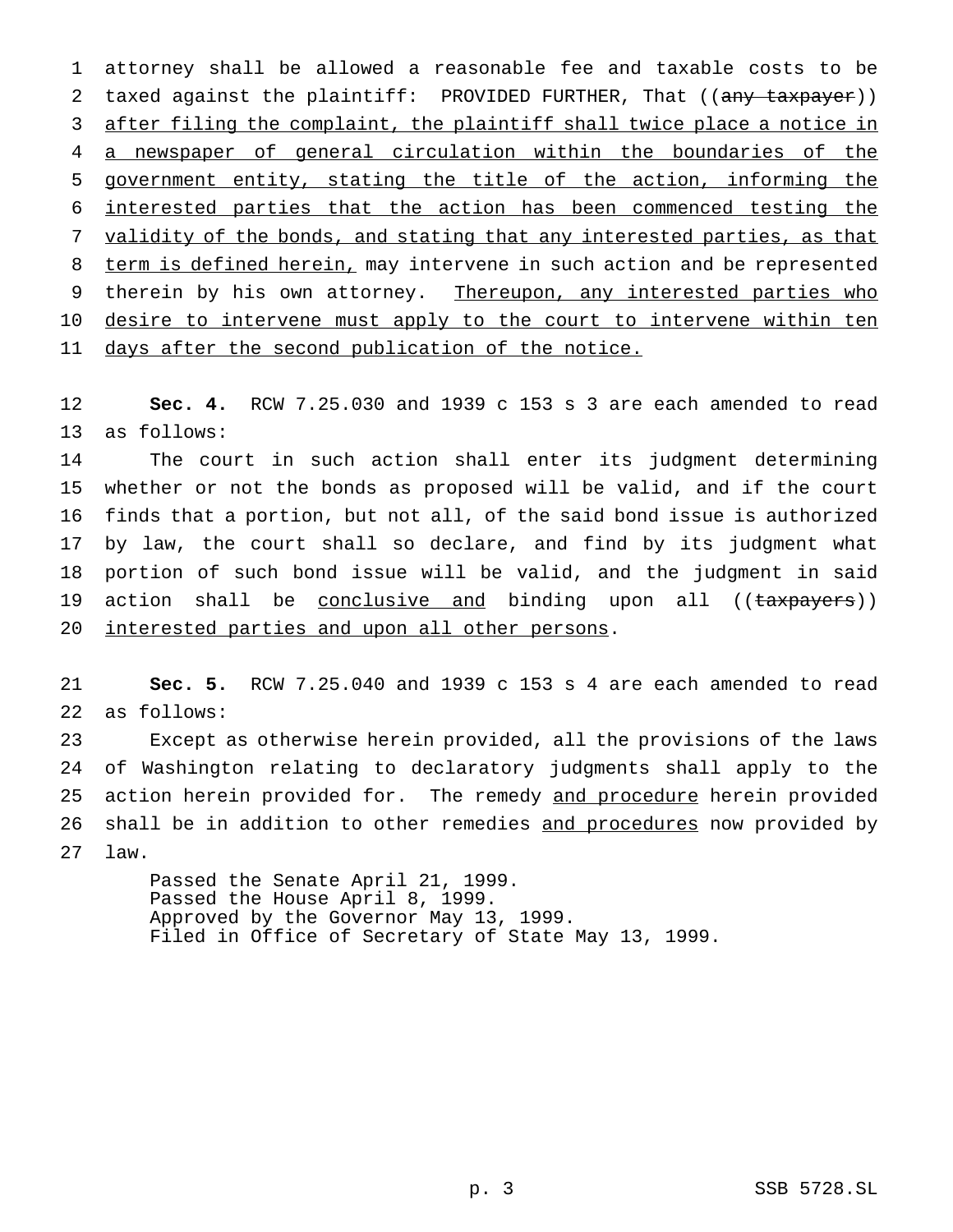attorney shall be allowed a reasonable fee and taxable costs to be taxed against the plaintiff: PROVIDED FURTHER, That ((~~any taxpayer~~)) <u>after filing the complaint, the plaintiff shall twice place a notice in a newspaper of general circulation within the boundaries of the government entity, stating the title of the action, informing the interested parties that the action has been commenced testing the validity of the bonds, and stating that any interested parties, as that term is defined herein,</u> may intervene in such action and be represented therein by his own attorney. <u>Thereupon, any interested parties who desire to intervene must apply to the court to intervene within ten days after the second publication of the notice.</u>

**Sec. 4.** RCW 7.25.030 and 1939 c 153 s 3 are each amended to read as follows:

The court in such action shall enter its judgment determining whether or not the bonds as proposed will be valid, and if the court finds that a portion, but not all, of the said bond issue is authorized by law, the court shall so declare, and find by its judgment what portion of such bond issue will be valid, and the judgment in said action shall be <u>conclusive and</u> binding upon all ((~~taxpayers~~)) <u>interested parties and upon all other persons</u>.

**Sec. 5.** RCW 7.25.040 and 1939 c 153 s 4 are each amended to read as follows:

Except as otherwise herein provided, all the provisions of the laws of Washington relating to declaratory judgments shall apply to the action herein provided for. The remedy <u>and procedure</u> herein provided shall be in addition to other remedies <u>and procedures</u> now provided by law.

Passed the Senate April 21, 1999.
Passed the House April 8, 1999.
Approved by the Governor May 13, 1999.
Filed in Office of Secretary of State May 13, 1999.